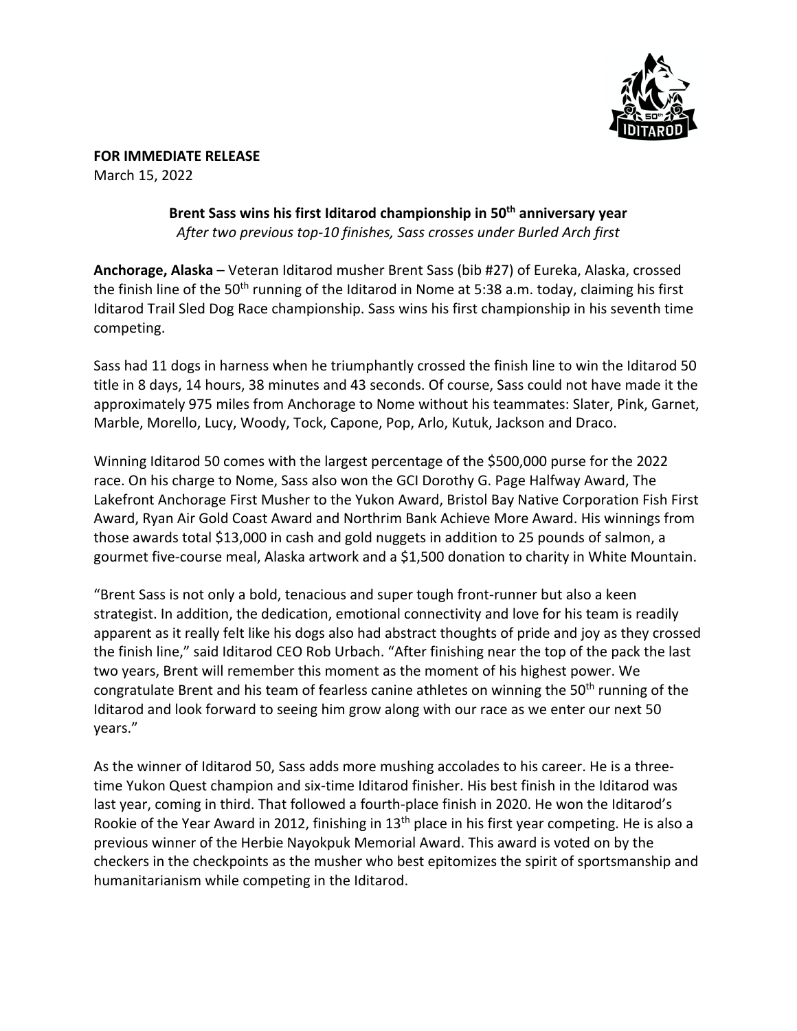**FOR IMMEDIATE RELEASE**
March 15, 2022

**Brent Sass wins his first Iditarod championship in 50th anniversary year**
*After two previous top-10 finishes, Sass crosses under Burled Arch first*

**Anchorage, Alaska** – Veteran Iditarod musher Brent Sass (bib #27) of Eureka, Alaska, crossed the finish line of the 50th running of the Iditarod in Nome at 5:38 a.m. today, claiming his first Iditarod Trail Sled Dog Race championship. Sass wins his first championship in his seventh time competing.

Sass had 11 dogs in harness when he triumphantly crossed the finish line to win the Iditarod 50 title in 8 days, 14 hours, 38 minutes and 43 seconds. Of course, Sass could not have made it the approximately 975 miles from Anchorage to Nome without his teammates: Slater, Pink, Garnet, Marble, Morello, Lucy, Woody, Tock, Capone, Pop, Arlo, Kutuk, Jackson and Draco.

Winning Iditarod 50 comes with the largest percentage of the $500,000 purse for the 2022 race. On his charge to Nome, Sass also won the GCI Dorothy G. Page Halfway Award, The Lakefront Anchorage First Musher to the Yukon Award, Bristol Bay Native Corporation Fish First Award, Ryan Air Gold Coast Award and Northrim Bank Achieve More Award. His winnings from those awards total $13,000 in cash and gold nuggets in addition to 25 pounds of salmon, a gourmet five-course meal, Alaska artwork and a $1,500 donation to charity in White Mountain.

"Brent Sass is not only a bold, tenacious and super tough front-runner but also a keen strategist. In addition, the dedication, emotional connectivity and love for his team is readily apparent as it really felt like his dogs also had abstract thoughts of pride and joy as they crossed the finish line," said Iditarod CEO Rob Urbach. "After finishing near the top of the pack the last two years, Brent will remember this moment as the moment of his highest power. We congratulate Brent and his team of fearless canine athletes on winning the 50th running of the Iditarod and look forward to seeing him grow along with our race as we enter our next 50 years."

As the winner of Iditarod 50, Sass adds more mushing accolades to his career. He is a three-time Yukon Quest champion and six-time Iditarod finisher. His best finish in the Iditarod was last year, coming in third. That followed a fourth-place finish in 2020. He won the Iditarod's Rookie of the Year Award in 2012, finishing in 13th place in his first year competing. He is also a previous winner of the Herbie Nayokpuk Memorial Award. This award is voted on by the checkers in the checkpoints as the musher who best epitomizes the spirit of sportsmanship and humanitarianism while competing in the Iditarod.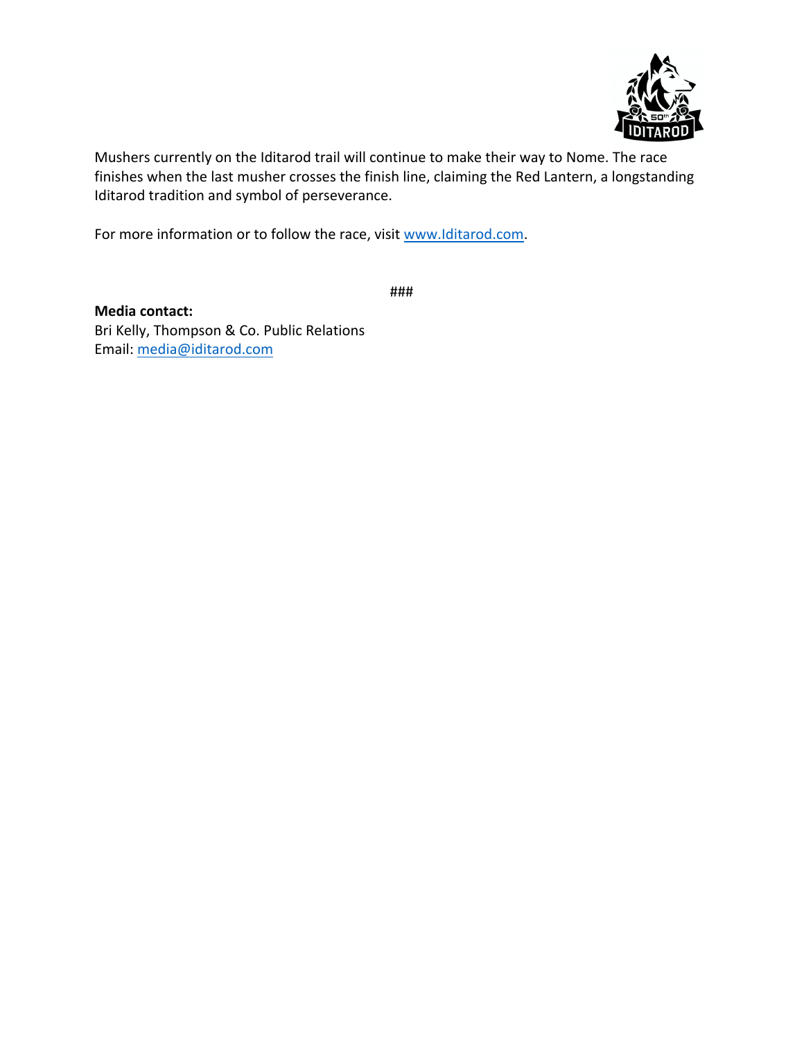Mushers currently on the Iditarod trail will continue to make their way to Nome. The race finishes when the last musher crosses the finish line, claiming the Red Lantern, a longstanding Iditarod tradition and symbol of perseverance.

For more information or to follow the race, visit www.Iditarod.com.

###

**Media contact:**
Bri Kelly, Thompson & Co. Public Relations
Email: media@iditarod.com